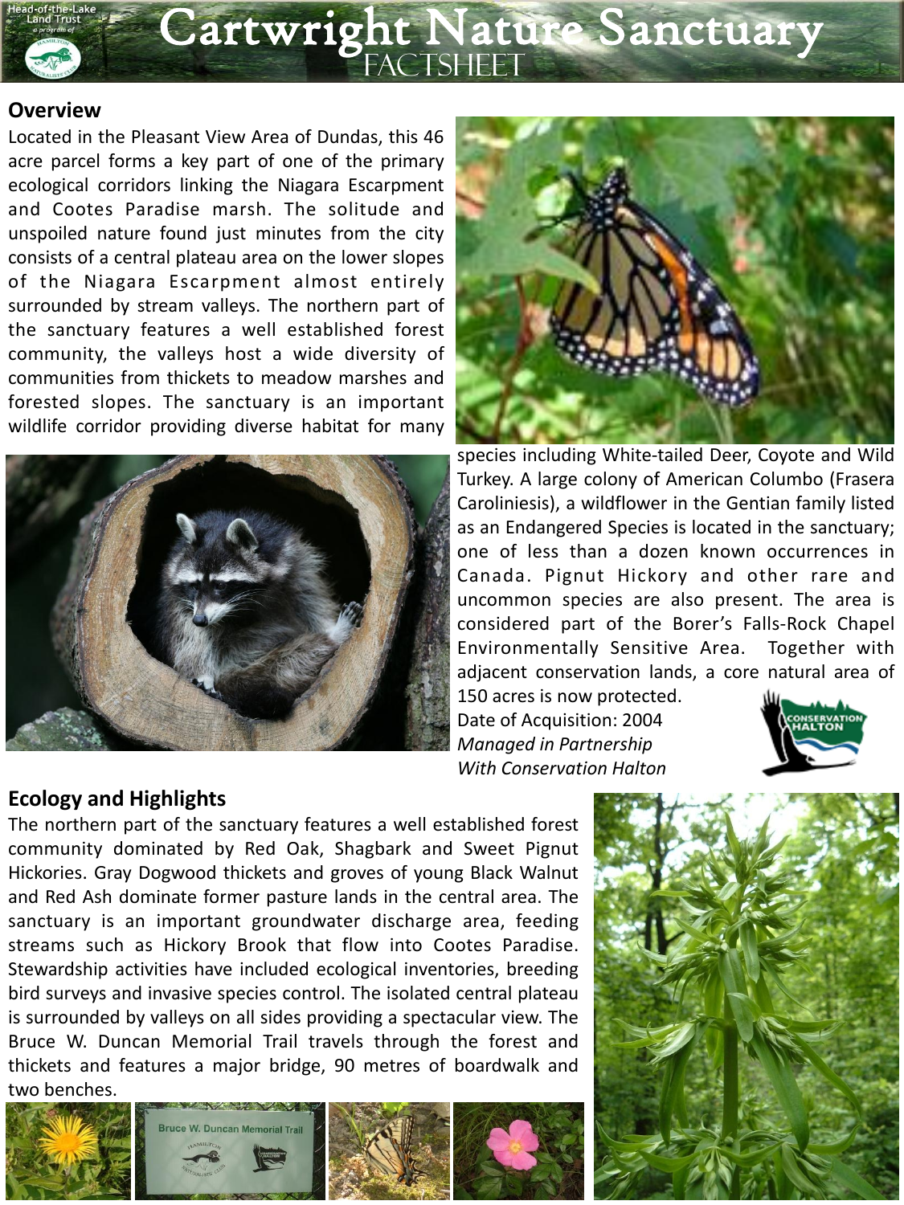# Cartwright Nature Sanctuary

FACTSHEET

## Overview

Located in the Pleasant View Area of Dundas, this 46 acre parcel forms a key part of one of the primary ecological corridors linking the Niagara Escarpment and Cootes Paradise marsh. The solitude and unspoiled nature found just minutes from the city consists of a central plateau area on the lower slopes of the Niagara Escarpment almost entirely surrounded by stream valleys. The northern part of the sanctuary features a well established forest community, the valleys host a wide diversity of communities from thickets to meadow marshes and forested slopes. The sanctuary is an important wildlife corridor providing diverse habitat for many species including White-tailed Deer, Coyote and Wild Turkey. A large colony of American Columbo (Frasera Caroliniesis), a wildflower in the Gentian family listed as an Endangered Species is located in the sanctuary; one of less than a dozen known occurrences in Canada. Pignut Hickory and other rare and uncommon species are also present. The area is considered part of the Borer's Falls-Rock Chapel Environmentally Sensitive Area. Together with adjacent conservation lands, a core natural area of 150 acres is now protected.

Date of Acquisition: 2004

*Managed in Partnership*
*With Conservation Halton*

## Ecology and Highlights

The northern part of the sanctuary features a well established forest community dominated by Red Oak, Shagbark and Sweet Pignut Hickories. Gray Dogwood thickets and groves of young Black Walnut and Red Ash dominate former pasture lands in the central area. The sanctuary is an important groundwater discharge area, feeding streams such as Hickory Brook that flow into Cootes Paradise. Stewardship activities have included ecological inventories, breeding bird surveys and invasive species control. The isolated central plateau is surrounded by valleys on all sides providing a spectacular view. The Bruce W. Duncan Memorial Trail travels through the forest and thickets and features a major bridge, 90 metres of boardwalk and two benches.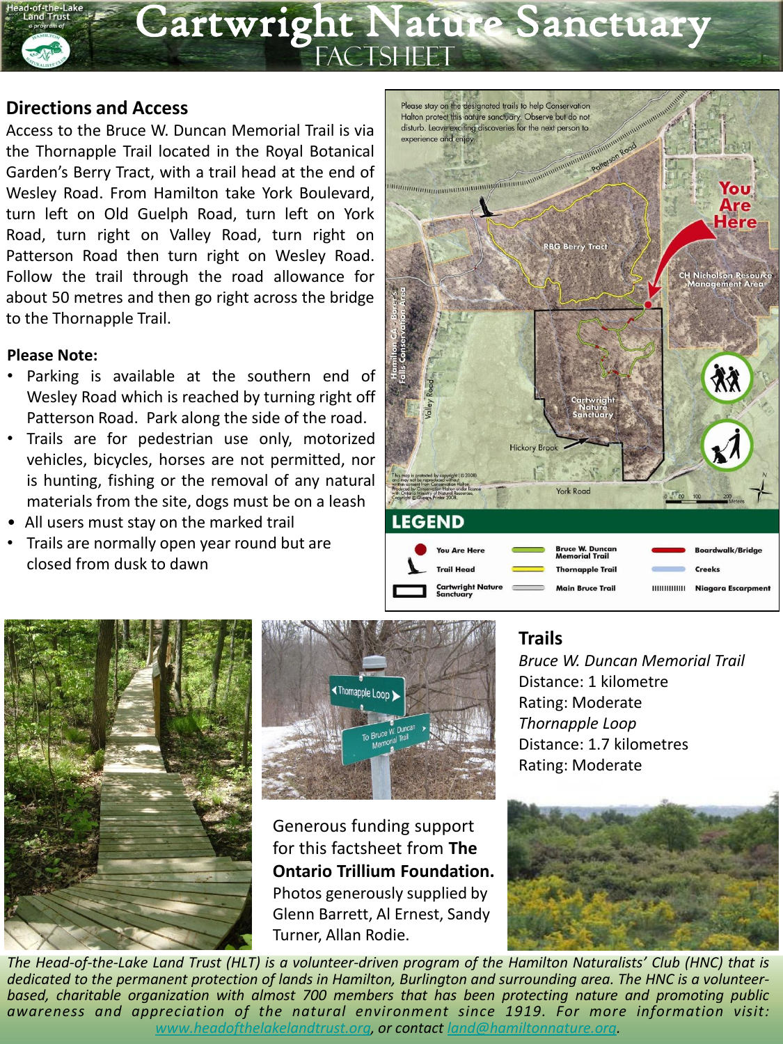# Cartwright Nature Sanctuary

FACTSHEET

Head-of-the-Lake Land Trust
a program of
Hamilton Naturalists' Club

## Directions and Access

Access to the Bruce W. Duncan Memorial Trail is via the Thornapple Trail located in the Royal Botanical Garden's Berry Tract, with a trail head at the end of Wesley Road. From Hamilton take York Boulevard, turn left on Old Guelph Road, turn left on York Road, turn right on Valley Road, turn right on Patterson Road then turn right on Wesley Road. Follow the trail through the road allowance for about 50 metres and then go right across the bridge to the Thornapple Trail.

**Please Note:**

- Parking is available at the southern end of Wesley Road which is reached by turning right off Patterson Road. Park along the side of the road.
- Trails are for pedestrian use only, motorized vehicles, bicycles, horses are not permitted, nor is hunting, fishing or the removal of any natural materials from the site, dogs must be on a leash
- All users must stay on the marked trail
- Trails are normally open year round but are closed from dusk to dawn

Please stay on the designated trails to help Conservation Halton protect this nature sanctuary. Observe but do not disturb. Leave exciting discoveries for the next person to experience and enjoy.

Patterson Road
You Are Here
RBG Berry Tract
CH Nicholson Resource Management Area
Hamilton CA - Borer's Falls Conservation Area
Valley Road
Cartwright Nature Sanctuary
Hickory Brook
York Road
0 50 100 200 Meters

This map is protected by copyright (© 2008) and may not be reproduced without written consent from Conservation Halton. Produced by Conservation Halton under license with Ontario Ministry of Natural Resources. Copyright © Queen's Printer 2008.

**LEGEND**

You Are Here
Trail Head
Cartwright Nature Sanctuary
Bruce W. Duncan Memorial Trail
Thornapple Trail
Main Bruce Trail
Boardwalk/Bridge
Creeks
Niagara Escarpment

Thornapple Loop
To Bruce W. Duncan Memorial Trail

Generous funding support for this factsheet from **The Ontario Trillium Foundation.** Photos generously supplied by Glenn Barrett, Al Ernest, Sandy Turner, Allan Rodie.

## Trails

*Bruce W. Duncan Memorial Trail*
Distance: 1 kilometre
Rating: Moderate

*Thornapple Loop*
Distance: 1.7 kilometres
Rating: Moderate

*The Head-of-the-Lake Land Trust (HLT) is a volunteer-driven program of the Hamilton Naturalists' Club (HNC) that is dedicated to the permanent protection of lands in Hamilton, Burlington and surrounding area. The HNC is a volunteer-based, charitable organization with almost 700 members that has been protecting nature and promoting public awareness and appreciation of the natural environment since 1919. For more information visit: www.headofthelakelandtrust.org, or contact land@hamiltonnature.org.*